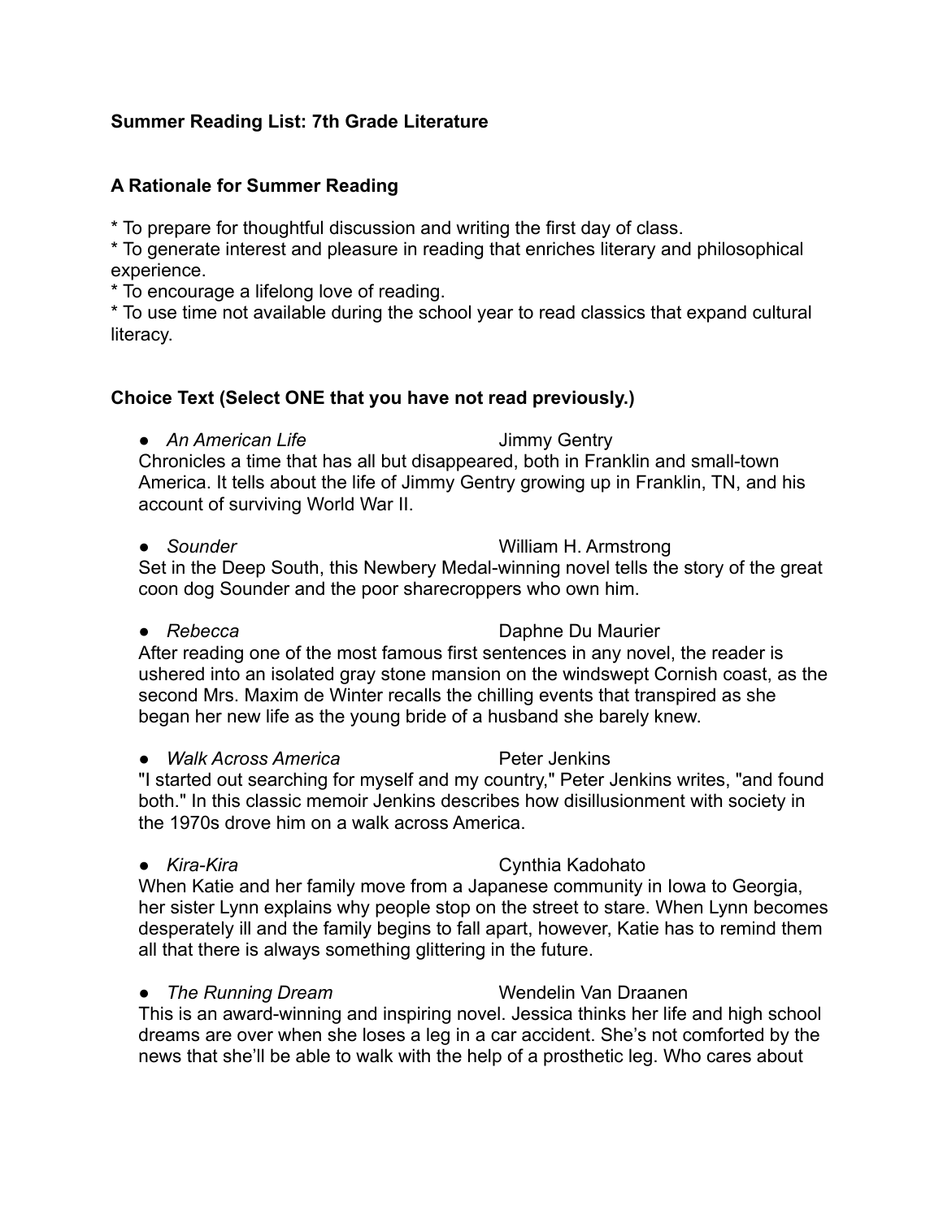**Summary Reading List: 7th Grade Literature**

**A Rationale for Summer Reading**

* To prepare for thoughtful discussion and writing the first day of class.
* To generate interest and pleasure in reading that enriches literary and philosophical experience.
* To encourage a lifelong love of reading.
* To use time not available during the school year to read classics that expand cultural literacy.

**Choice Text (Select ONE that you have not read previously.)**

- *An American Life* Jimmy Gentry
  
  Chronicles a time that has all but disappeared, both in Franklin and small-town America. It tells about the life of Jimmy Gentry growing up in Franklin, TN, and his account of surviving World War II.

- *Sounder* William H. Armstrong
  
  Set in the Deep South, this Newbery Medal-winning novel tells the story of the great coon dog Sounder and the poor sharecroppers who own him.

- *Rebecca* Daphne Du Maurier
  
  After reading one of the most famous first sentences in any novel, the reader is ushered into an isolated gray stone mansion on the windswept Cornish coast, as the second Mrs. Maxim de Winter recalls the chilling events that transpired as she began her new life as the young bride of a husband she barely knew.

- *Walk Across America* Peter Jenkins
  
  "I started out searching for myself and my country," Peter Jenkins writes, "and found both." In this classic memoir Jenkins describes how disillusionment with society in the 1970s drove him on a walk across America.

- *Kira-Kira* Cynthia Kadohato
  
  When Katie and her family move from a Japanese community in Iowa to Georgia, her sister Lynn explains why people stop on the street to stare. When Lynn becomes desperately ill and the family begins to fall apart, however, Katie has to remind them all that there is always something glittering in the future.

- *The Running Dream* Wendelin Van Draanen
  
  This is an award-winning and inspiring novel. Jessica thinks her life and high school dreams are over when she loses a leg in a car accident. She's not comforted by the news that she'll be able to walk with the help of a prosthetic leg. Who cares about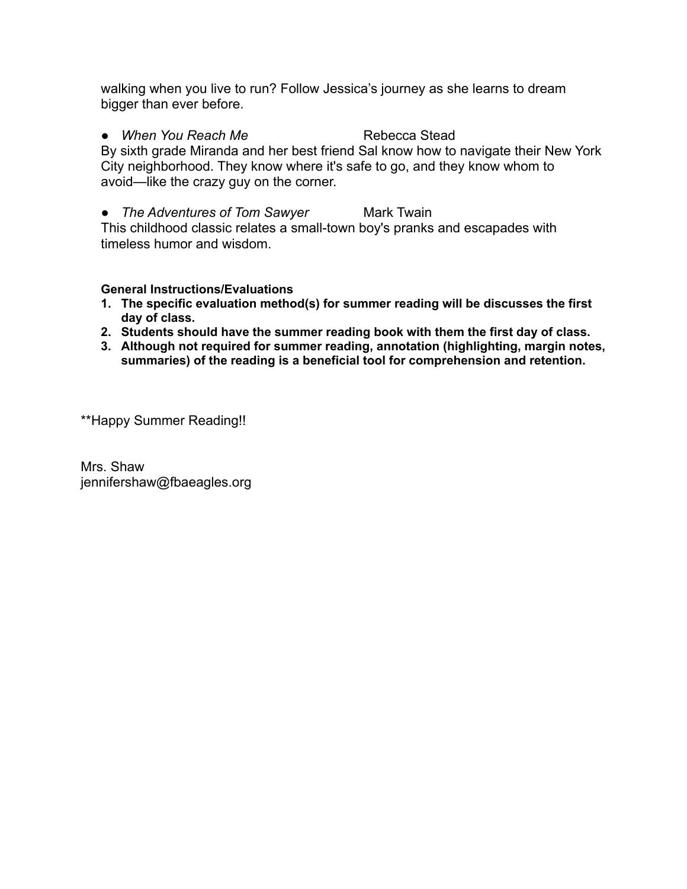walking when you live to run? Follow Jessica's journey as she learns to dream bigger than ever before.

- *When You Reach Me* Rebecca Stead

By sixth grade Miranda and her best friend Sal know how to navigate their New York City neighborhood. They know where it's safe to go, and they know whom to avoid—like the crazy guy on the corner.

- *The Adventures of Tom Sawyer* Mark Twain

This childhood classic relates a small-town boy's pranks and escapades with timeless humor and wisdom.

**General Instructions/Evaluations**

1. **The specific evaluation method(s) for summer reading will be discusses the first day of class.**
2. **Students should have the summer reading book with them the first day of class.**
3. **Although not required for summer reading, annotation (highlighting, margin notes, summaries) of the reading is a beneficial tool for comprehension and retention.**

**Happy Summer Reading!!

Mrs. Shaw
jennifershaw@fbaeagles.org